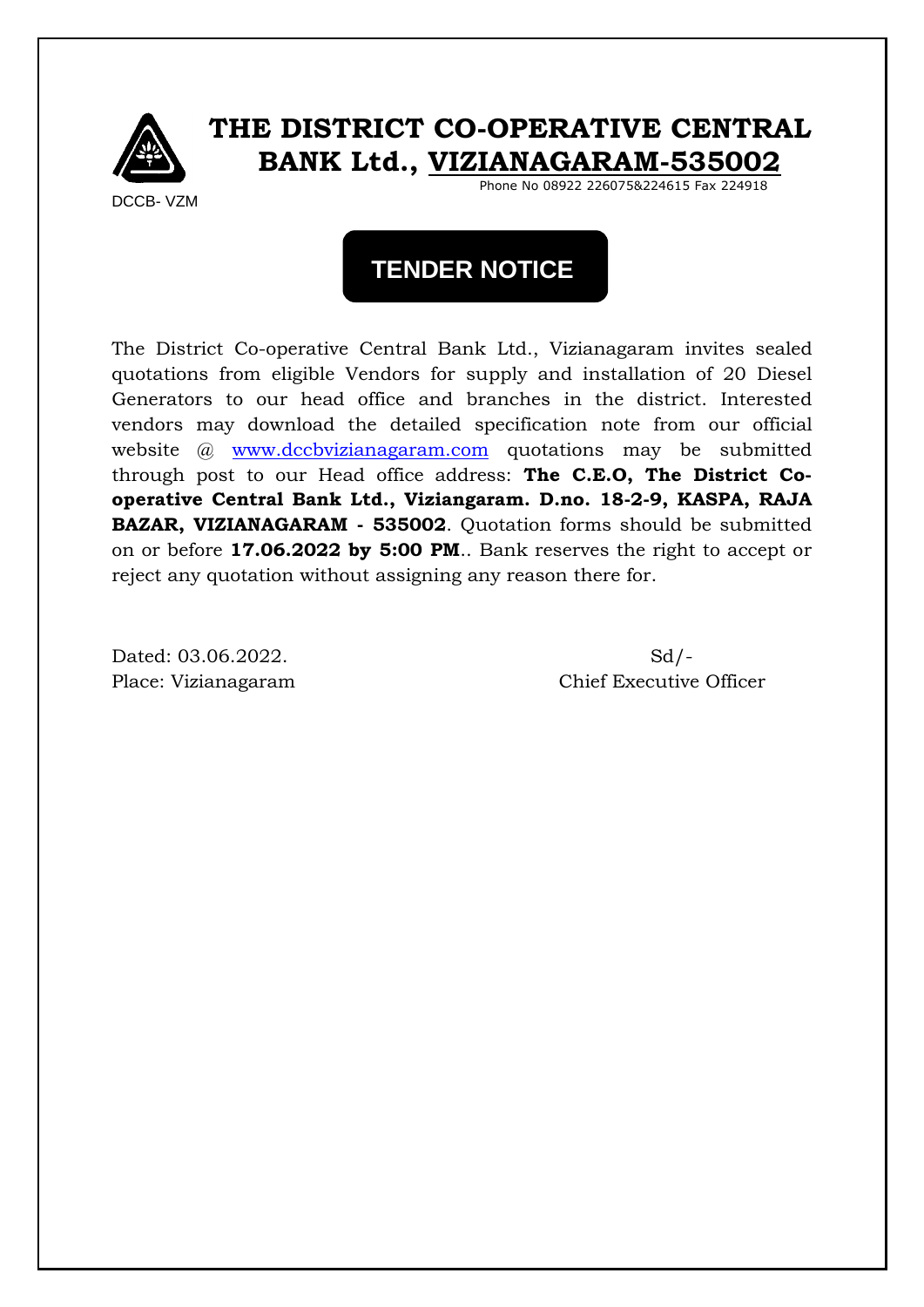# THE DISTRICT CO-OPERATIVE CENTRAL BANK Ltd., VIZIANAGARAM-535002

Phone No 08922 226075&224615 Fax 224918

DCCB- VZM

## TENDER NOTICE

The District Co-operative Central Bank Ltd., Vizianagaram invites sealed quotations from eligible Vendors for supply and installation of 20 Diesel Generators to our head office and branches in the district. Interested vendors may download the detailed specification note from our official website @ www.dccbvizianagaram.com quotations may be submitted through post to our Head office address: **The C.E.O, The District Co-operative Central Bank Ltd., Viziangaram. D.no. 18-2-9, KASPA, RAJA BAZAR, VIZIANAGARAM - 535002**. Quotation forms should be submitted on or before **17.06.2022 by 5:00 PM**.. Bank reserves the right to accept or reject any quotation without assigning any reason there for.

Dated: 03.06.2022.
Place: Vizianagaram

Sd/-
Chief Executive Officer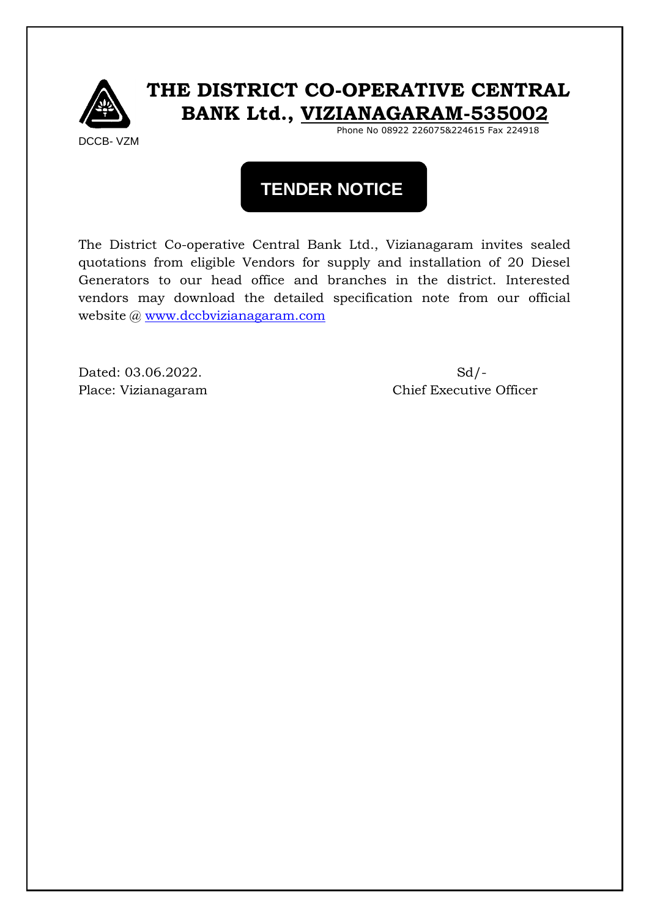DCCB- VZM

# THE DISTRICT CO-OPERATIVE CENTRAL BANK Ltd., VIZIANAGARAM-535002

Phone No 08922 226075&224615 Fax 224918

## TENDER NOTICE

The District Co-operative Central Bank Ltd., Vizianagaram invites sealed quotations from eligible Vendors for supply and installation of 20 Diesel Generators to our head office and branches in the district. Interested vendors may download the detailed specification note from our official website @ www.dccbvizianagaram.com

Dated: 03.06.2022.

Place: Vizianagaram

Sd/-

Chief Executive Officer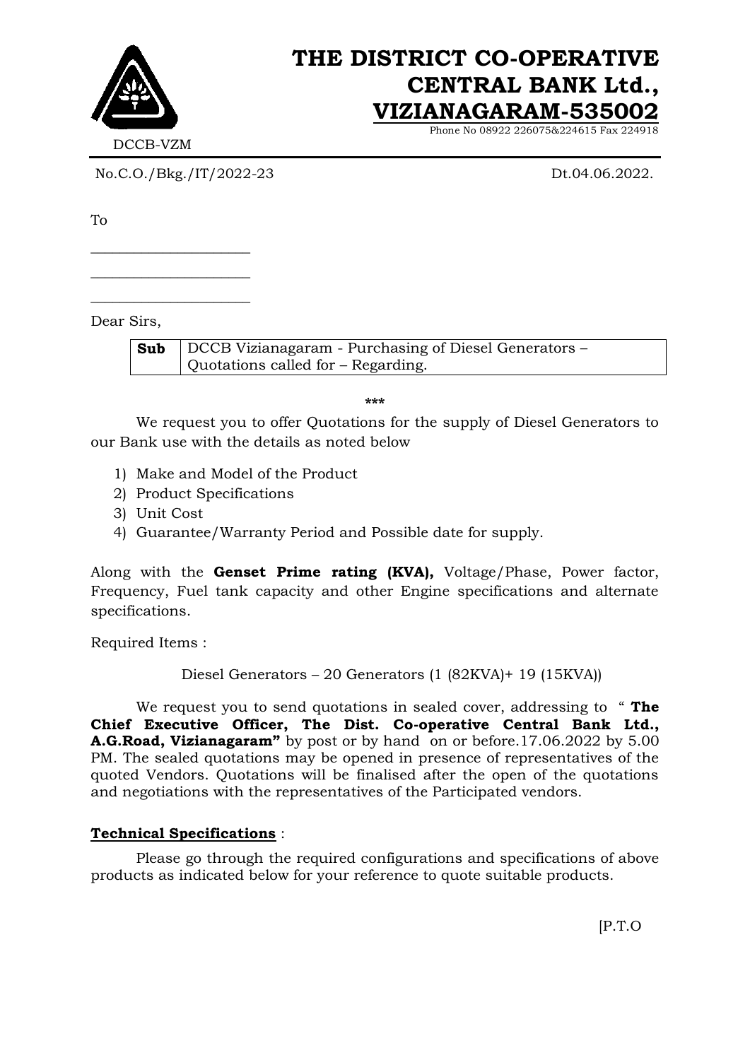# THE DISTRICT CO-OPERATIVE CENTRAL BANK Ltd., VIZIANAGARAM-535002

Phone No 08922 226075&224615 Fax 224918

DCCB-VZM

No.C.O./Bkg./IT/2022-23 Dt.04.06.2022.

To

\_\_\_\_\_\_\_\_\_\_\_\_\_\_\_\_\_\_\_\_

\_\_\_\_\_\_\_\_\_\_\_\_\_\_\_\_\_\_\_\_

\_\_\_\_\_\_\_\_\_\_\_\_\_\_\_\_\_\_\_\_

Dear Sirs,

| | |
|---|---|
| **Sub** | DCCB Vizianagaram - Purchasing of Diesel Generators – Quotations called for – Regarding. |

\*\*\*

We request you to offer Quotations for the supply of Diesel Generators to our Bank use with the details as noted below

1) Make and Model of the Product
2) Product Specifications
3) Unit Cost
4) Guarantee/Warranty Period and Possible date for supply.

Along with the **Genset Prime rating (KVA),** Voltage/Phase, Power factor, Frequency, Fuel tank capacity and other Engine specifications and alternate specifications.

Required Items :

Diesel Generators – 20 Generators (1 (82KVA)+ 19 (15KVA))

We request you to send quotations in sealed cover, addressing to " **The Chief Executive Officer, The Dist. Co-operative Central Bank Ltd., A.G.Road, Vizianagaram"** by post or by hand on or before.17.06.2022 by 5.00 PM. The sealed quotations may be opened in presence of representatives of the quoted Vendors. Quotations will be finalised after the open of the quotations and negotiations with the representatives of the Participated vendors.

**Technical Specifications** :

Please go through the required configurations and specifications of above products as indicated below for your reference to quote suitable products.

[P.T.O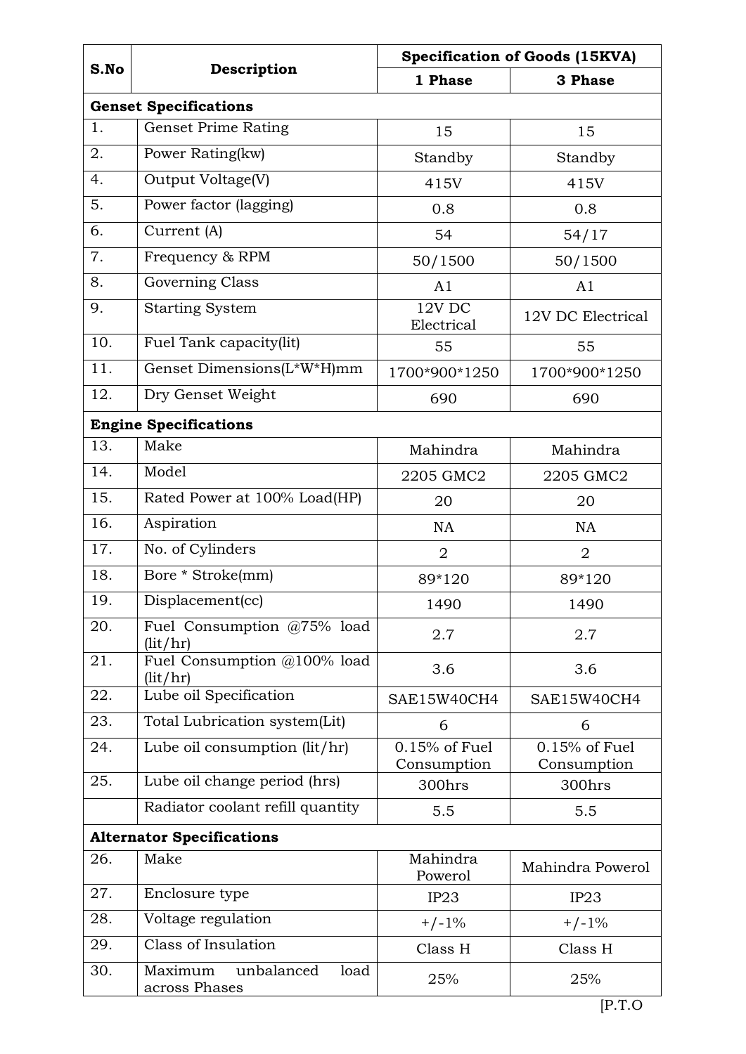| S.No | Description | Specification of Goods (15KVA) | |
|---|---|---|---|
| | | 1 Phase | 3 Phase |
| **Genset Specifications** | | | |
| 1. | Genset Prime Rating | 15 | 15 |
| 2. | Power Rating(kw) | Standby | Standby |
| 4. | Output Voltage(V) | 415V | 415V |
| 5. | Power factor (lagging) | 0.8 | 0.8 |
| 6. | Current (A) | 54 | 54/17 |
| 7. | Frequency & RPM | 50/1500 | 50/1500 |
| 8. | Governing Class | A1 | A1 |
| 9. | Starting System | 12V DC Electrical | 12V DC Electrical |
| 10. | Fuel Tank capacity(lit) | 55 | 55 |
| 11. | Genset Dimensions(L*W*H)mm | 1700*900*1250 | 1700*900*1250 |
| 12. | Dry Genset Weight | 690 | 690 |
| **Engine Specifications** | | | |
| 13. | Make | Mahindra | Mahindra |
| 14. | Model | 2205 GMC2 | 2205 GMC2 |
| 15. | Rated Power at 100% Load(HP) | 20 | 20 |
| 16. | Aspiration | NA | NA |
| 17. | No. of Cylinders | 2 | 2 |
| 18. | Bore * Stroke(mm) | 89*120 | 89*120 |
| 19. | Displacement(cc) | 1490 | 1490 |
| 20. | Fuel Consumption @75% load (lit/hr) | 2.7 | 2.7 |
| 21. | Fuel Consumption @100% load (lit/hr) | 3.6 | 3.6 |
| 22. | Lube oil Specification | SAE15W40CH4 | SAE15W40CH4 |
| 23. | Total Lubrication system(Lit) | 6 | 6 |
| 24. | Lube oil consumption (lit/hr) | 0.15% of Fuel Consumption | 0.15% of Fuel Consumption |
| 25. | Lube oil change period (hrs) | 300hrs | 300hrs |
| | Radiator coolant refill quantity | 5.5 | 5.5 |
| **Alternator Specifications** | | | |
| 26. | Make | Mahindra Powerol | Mahindra Powerol |
| 27. | Enclosure type | IP23 | IP23 |
| 28. | Voltage regulation | +/-1% | +/-1% |
| 29. | Class of Insulation | Class H | Class H |
| 30. | Maximum unbalanced load across Phases | 25% | 25% |

[P.T.O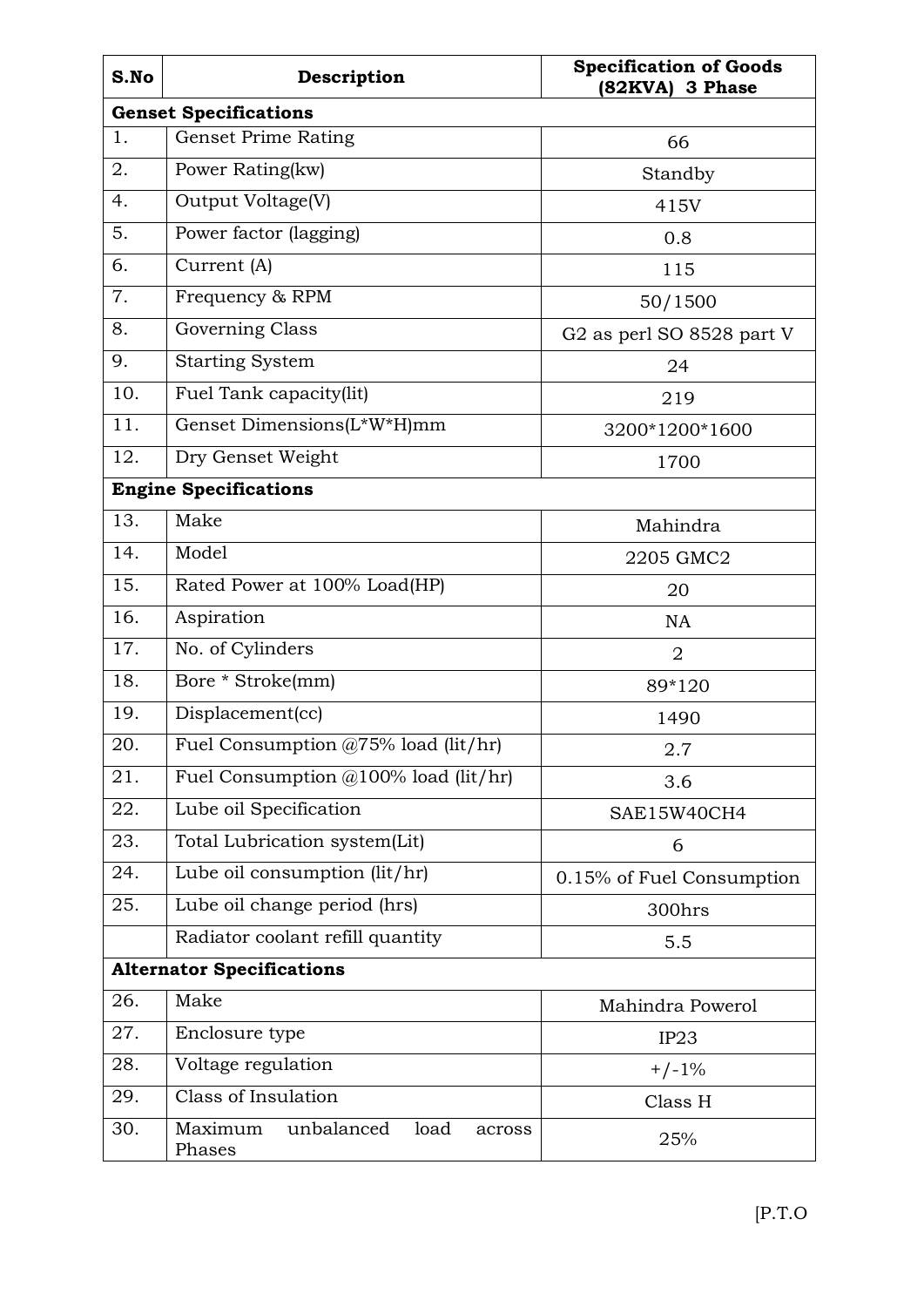| S.No | Description | Specification of Goods (82KVA) 3 Phase |
|---|---|---|
| **Genset Specifications** | | |
| 1. | Genset Prime Rating | 66 |
| 2. | Power Rating(kw) | Standby |
| 4. | Output Voltage(V) | 415V |
| 5. | Power factor (lagging) | 0.8 |
| 6. | Current (A) | 115 |
| 7. | Frequency & RPM | 50/1500 |
| 8. | Governing Class | G2 as perl SO 8528 part V |
| 9. | Starting System | 24 |
| 10. | Fuel Tank capacity(lit) | 219 |
| 11. | Genset Dimensions(L*W*H)mm | 3200*1200*1600 |
| 12. | Dry Genset Weight | 1700 |
| **Engine Specifications** | | |
| 13. | Make | Mahindra |
| 14. | Model | 2205 GMC2 |
| 15. | Rated Power at 100% Load(HP) | 20 |
| 16. | Aspiration | NA |
| 17. | No. of Cylinders | 2 |
| 18. | Bore * Stroke(mm) | 89*120 |
| 19. | Displacement(cc) | 1490 |
| 20. | Fuel Consumption @75% load (lit/hr) | 2.7 |
| 21. | Fuel Consumption @100% load (lit/hr) | 3.6 |
| 22. | Lube oil Specification | SAE15W40CH4 |
| 23. | Total Lubrication system(Lit) | 6 |
| 24. | Lube oil consumption (lit/hr) | 0.15% of Fuel Consumption |
| 25. | Lube oil change period (hrs) | 300hrs |
| | Radiator coolant refill quantity | 5.5 |
| **Alternator Specifications** | | |
| 26. | Make | Mahindra Powerol |
| 27. | Enclosure type | IP23 |
| 28. | Voltage regulation | +/-1% |
| 29. | Class of Insulation | Class H |
| 30. | Maximum unbalanced load across Phases | 25% |

[P.T.O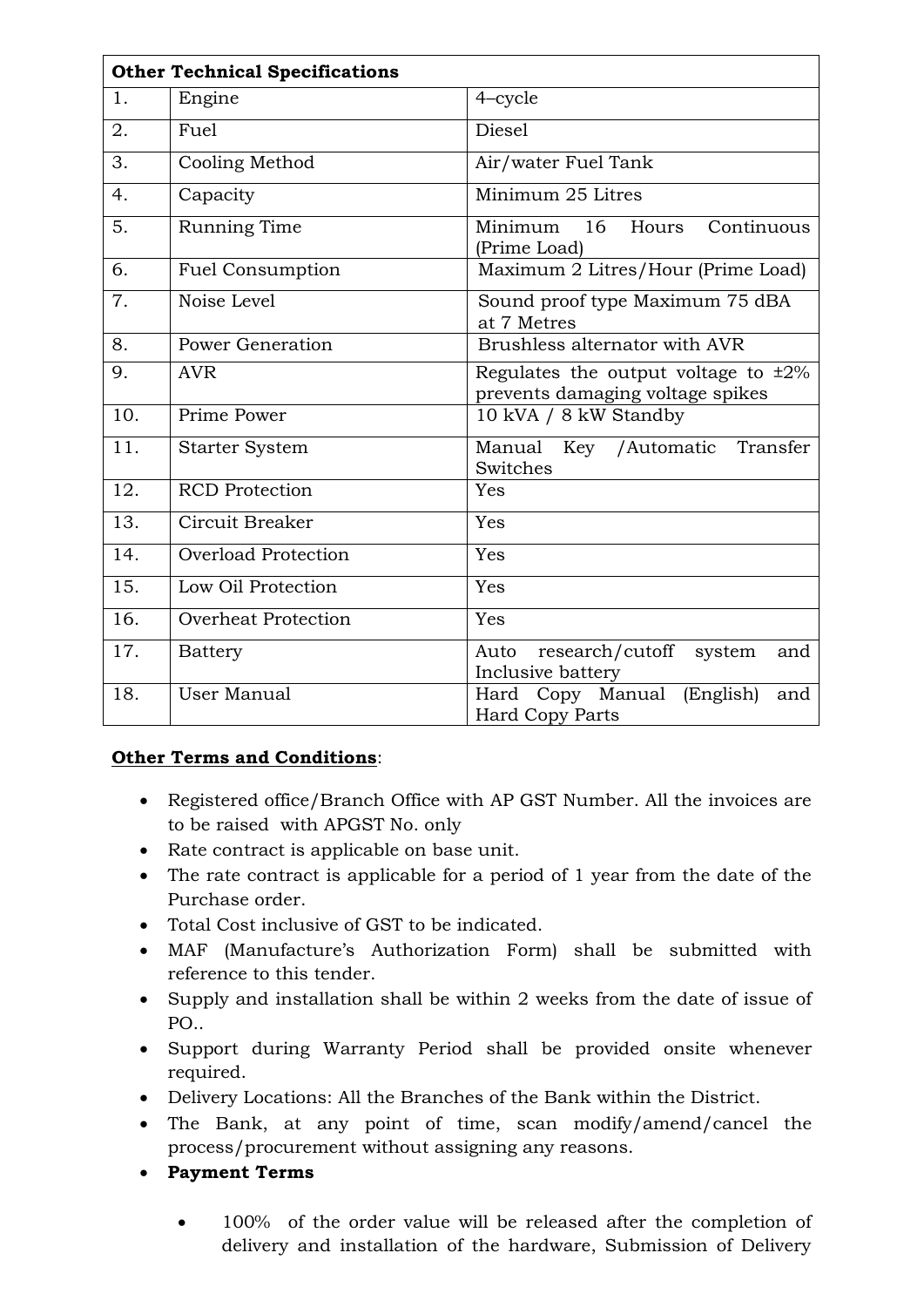| Other Technical Specifications | | |
|---|---|---|
| 1. | Engine | 4–cycle |
| 2. | Fuel | Diesel |
| 3. | Cooling Method | Air/water Fuel Tank |
| 4. | Capacity | Minimum 25 Litres |
| 5. | Running Time | Minimum 16 Hours Continuous (Prime Load) |
| 6. | Fuel Consumption | Maximum 2 Litres/Hour (Prime Load) |
| 7. | Noise Level | Sound proof type Maximum 75 dBA at 7 Metres |
| 8. | Power Generation | Brushless alternator with AVR |
| 9. | AVR | Regulates the output voltage to ±2% prevents damaging voltage spikes |
| 10. | Prime Power | 10 kVA / 8 kW Standby |
| 11. | Starter System | Manual Key /Automatic Transfer Switches |
| 12. | RCD Protection | Yes |
| 13. | Circuit Breaker | Yes |
| 14. | Overload Protection | Yes |
| 15. | Low Oil Protection | Yes |
| 16. | Overheat Protection | Yes |
| 17. | Battery | Auto research/cutoff system and Inclusive battery |
| 18. | User Manual | Hard Copy Manual (English) and Hard Copy Parts |

**Other Terms and Conditions**:

- Registered office/Branch Office with AP GST Number. All the invoices are to be raised with APGST No. only
- Rate contract is applicable on base unit.
- The rate contract is applicable for a period of 1 year from the date of the Purchase order.
- Total Cost inclusive of GST to be indicated.
- MAF (Manufacture's Authorization Form) shall be submitted with reference to this tender.
- Supply and installation shall be within 2 weeks from the date of issue of PO..
- Support during Warranty Period shall be provided onsite whenever required.
- Delivery Locations: All the Branches of the Bank within the District.
- The Bank, at any point of time, scan modify/amend/cancel the process/procurement without assigning any reasons.
- **Payment Terms**
  - 100% of the order value will be released after the completion of delivery and installation of the hardware, Submission of Delivery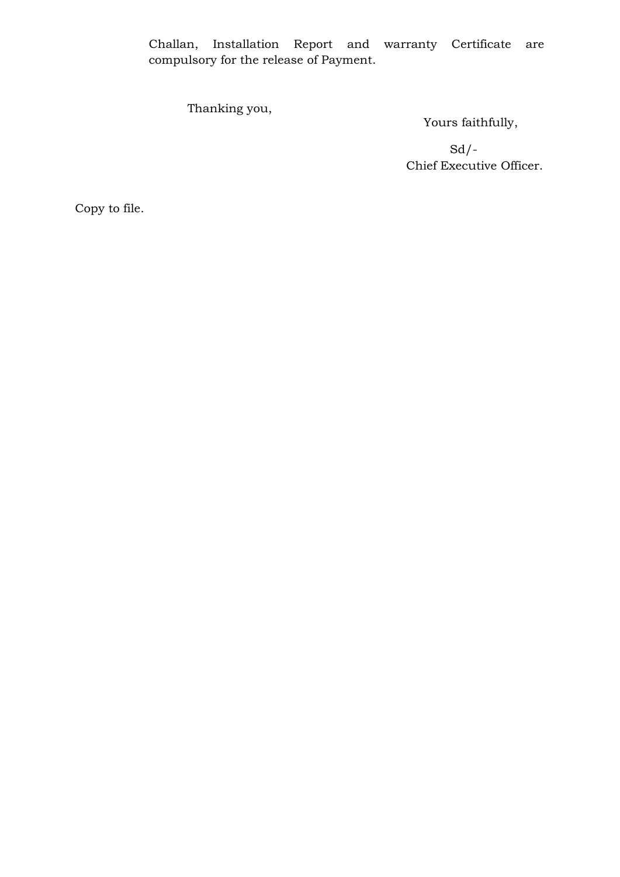Challan, Installation Report and warranty Certificate are compulsory for the release of Payment.

Thanking you,

Yours faithfully,

Sd/-
Chief Executive Officer.

Copy to file.